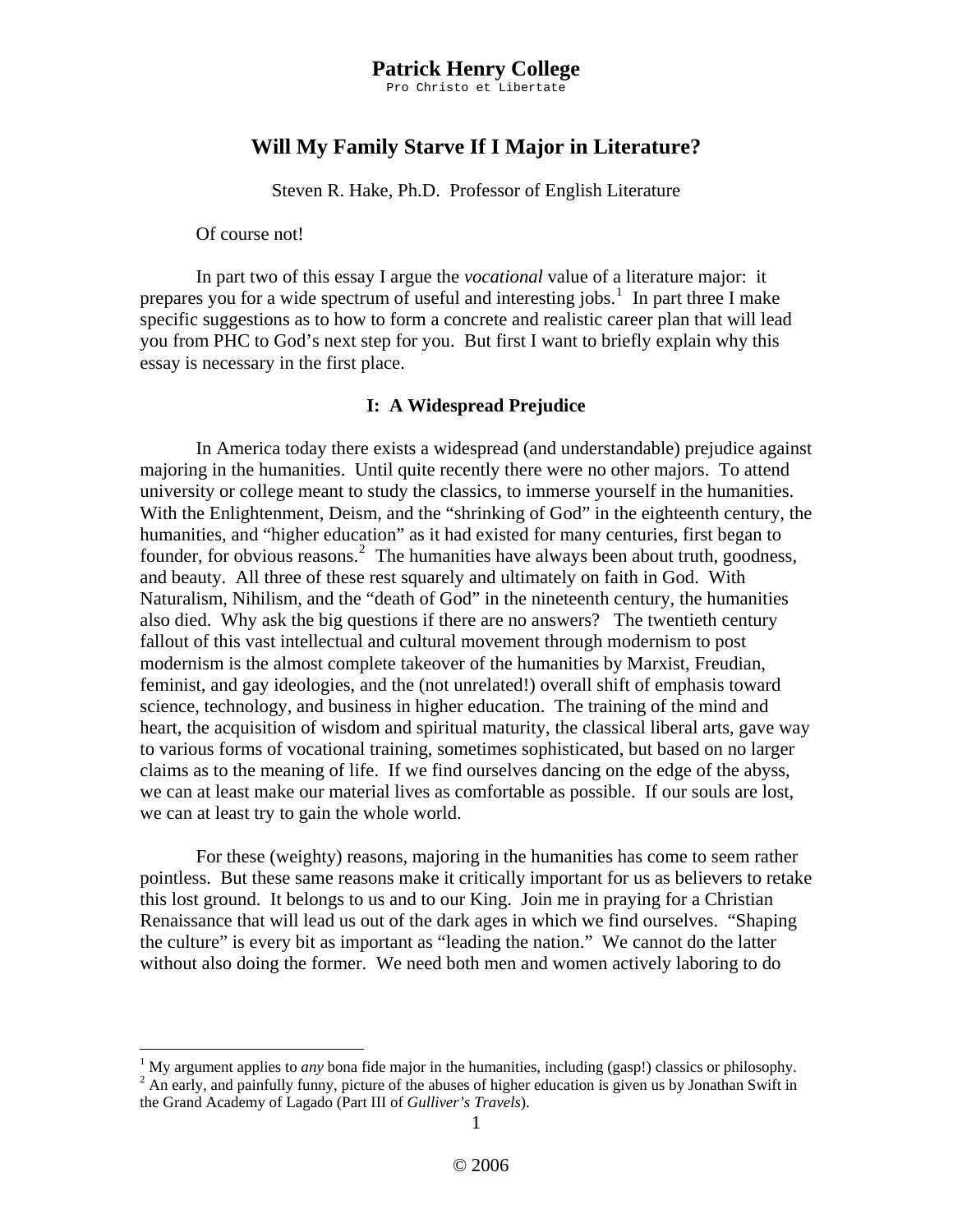# Patrick Henry College

Pro Christo et Libertate

## Will My Family Starve If I Major in Literature?

Steven R. Hake, Ph.D. Professor of English Literature

Of course not!

In part two of this essay I argue the *vocational* value of a literature major: it prepares you for a wide spectrum of useful and interesting jobs.[1] In part three I make specific suggestions as to how to form a concrete and realistic career plan that will lead you from PHC to God's next step for you. But first I want to briefly explain why this essay is necessary in the first place.

### I: A Widespread Prejudice

In America today there exists a widespread (and understandable) prejudice against majoring in the humanities. Until quite recently there were no other majors. To attend university or college meant to study the classics, to immerse yourself in the humanities. With the Enlightenment, Deism, and the "shrinking of God" in the eighteenth century, the humanities, and "higher education" as it had existed for many centuries, first began to founder, for obvious reasons.[2] The humanities have always been about truth, goodness, and beauty. All three of these rest squarely and ultimately on faith in God. With Naturalism, Nihilism, and the "death of God" in the nineteenth century, the humanities also died. Why ask the big questions if there are no answers? The twentieth century fallout of this vast intellectual and cultural movement through modernism to post modernism is the almost complete takeover of the humanities by Marxist, Freudian, feminist, and gay ideologies, and the (not unrelated!) overall shift of emphasis toward science, technology, and business in higher education. The training of the mind and heart, the acquisition of wisdom and spiritual maturity, the classical liberal arts, gave way to various forms of vocational training, sometimes sophisticated, but based on no larger claims as to the meaning of life. If we find ourselves dancing on the edge of the abyss, we can at least make our material lives as comfortable as possible. If our souls are lost, we can at least try to gain the whole world.

For these (weighty) reasons, majoring in the humanities has come to seem rather pointless. But these same reasons make it critically important for us as believers to retake this lost ground. It belongs to us and to our King. Join me in praying for a Christian Renaissance that will lead us out of the dark ages in which we find ourselves. "Shaping the culture" is every bit as important as "leading the nation." We cannot do the latter without also doing the former. We need both men and women actively laboring to do

---

[1] My argument applies to *any* bona fide major in the humanities, including (gasp!) classics or philosophy.

[2] An early, and painfully funny, picture of the abuses of higher education is given us by Jonathan Swift in the Grand Academy of Lagado (Part III of *Gulliver's Travels*).

© 2006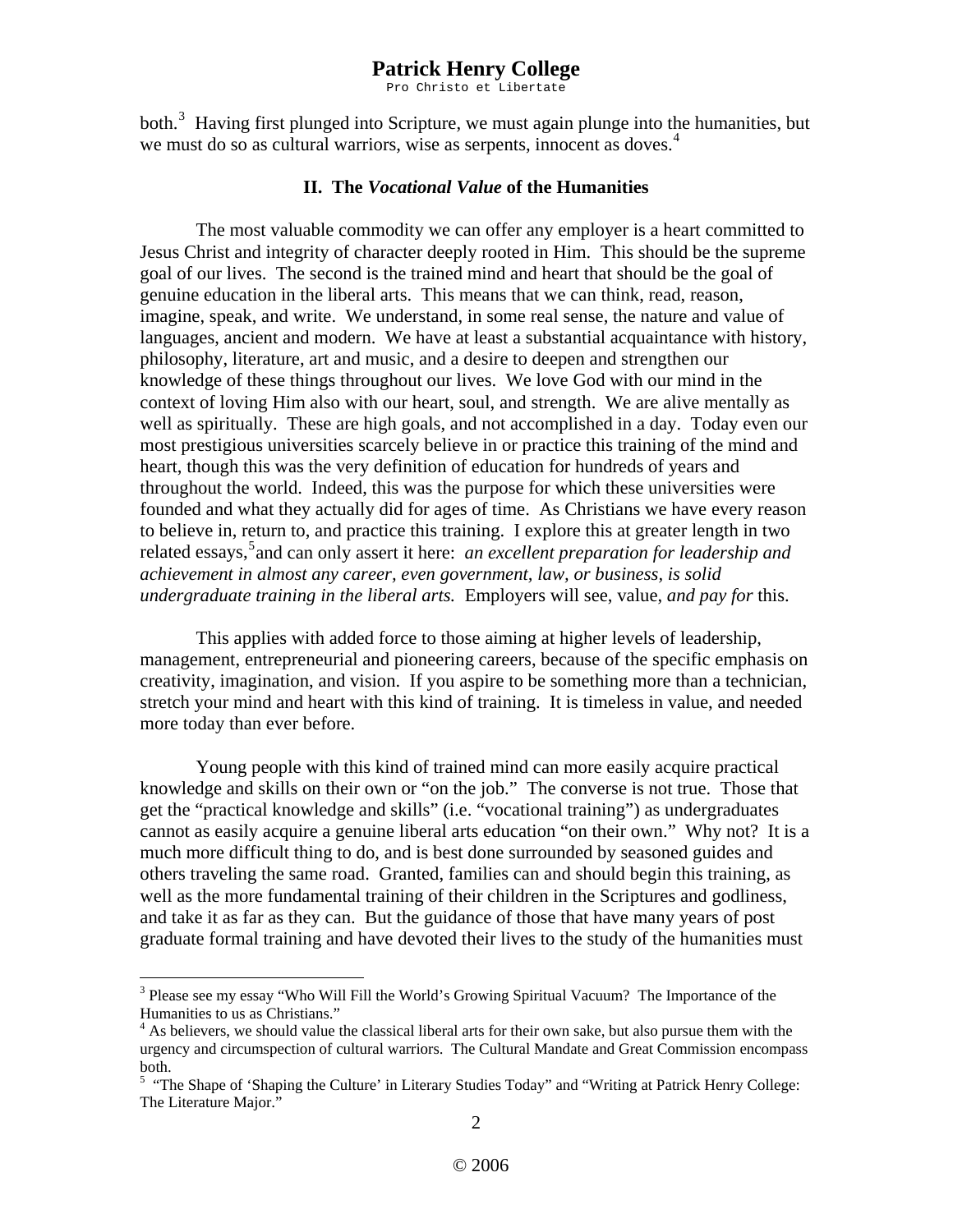both.[3] Having first plunged into Scripture, we must again plunge into the humanities, but we must do so as cultural warriors, wise as serpents, innocent as doves.[4]

## II. The *Vocational Value* of the Humanities

The most valuable commodity we can offer any employer is a heart committed to Jesus Christ and integrity of character deeply rooted in Him. This should be the supreme goal of our lives. The second is the trained mind and heart that should be the goal of genuine education in the liberal arts. This means that we can think, read, reason, imagine, speak, and write. We understand, in some real sense, the nature and value of languages, ancient and modern. We have at least a substantial acquaintance with history, philosophy, literature, art and music, and a desire to deepen and strengthen our knowledge of these things throughout our lives. We love God with our mind in the context of loving Him also with our heart, soul, and strength. We are alive mentally as well as spiritually. These are high goals, and not accomplished in a day. Today even our most prestigious universities scarcely believe in or practice this training of the mind and heart, though this was the very definition of education for hundreds of years and throughout the world. Indeed, this was the purpose for which these universities were founded and what they actually did for ages of time. As Christians we have every reason to believe in, return to, and practice this training. I explore this at greater length in two related essays,[5]and can only assert it here: *an excellent preparation for leadership and achievement in almost any career, even government, law, or business, is solid undergraduate training in the liberal arts.* Employers will see, value, *and pay for* this.

This applies with added force to those aiming at higher levels of leadership, management, entrepreneurial and pioneering careers, because of the specific emphasis on creativity, imagination, and vision. If you aspire to be something more than a technician, stretch your mind and heart with this kind of training. It is timeless in value, and needed more today than ever before.

Young people with this kind of trained mind can more easily acquire practical knowledge and skills on their own or "on the job." The converse is not true. Those that get the "practical knowledge and skills" (i.e. "vocational training") as undergraduates cannot as easily acquire a genuine liberal arts education "on their own." Why not? It is a much more difficult thing to do, and is best done surrounded by seasoned guides and others traveling the same road. Granted, families can and should begin this training, as well as the more fundamental training of their children in the Scriptures and godliness, and take it as far as they can. But the guidance of those that have many years of post graduate formal training and have devoted their lives to the study of the humanities must

---

[3] Please see my essay "Who Will Fill the World's Growing Spiritual Vacuum? The Importance of the Humanities to us as Christians."

[4] As believers, we should value the classical liberal arts for their own sake, but also pursue them with the urgency and circumspection of cultural warriors. The Cultural Mandate and Great Commission encompass both.

[5] "The Shape of 'Shaping the Culture' in Literary Studies Today" and "Writing at Patrick Henry College: The Literature Major."

© 2006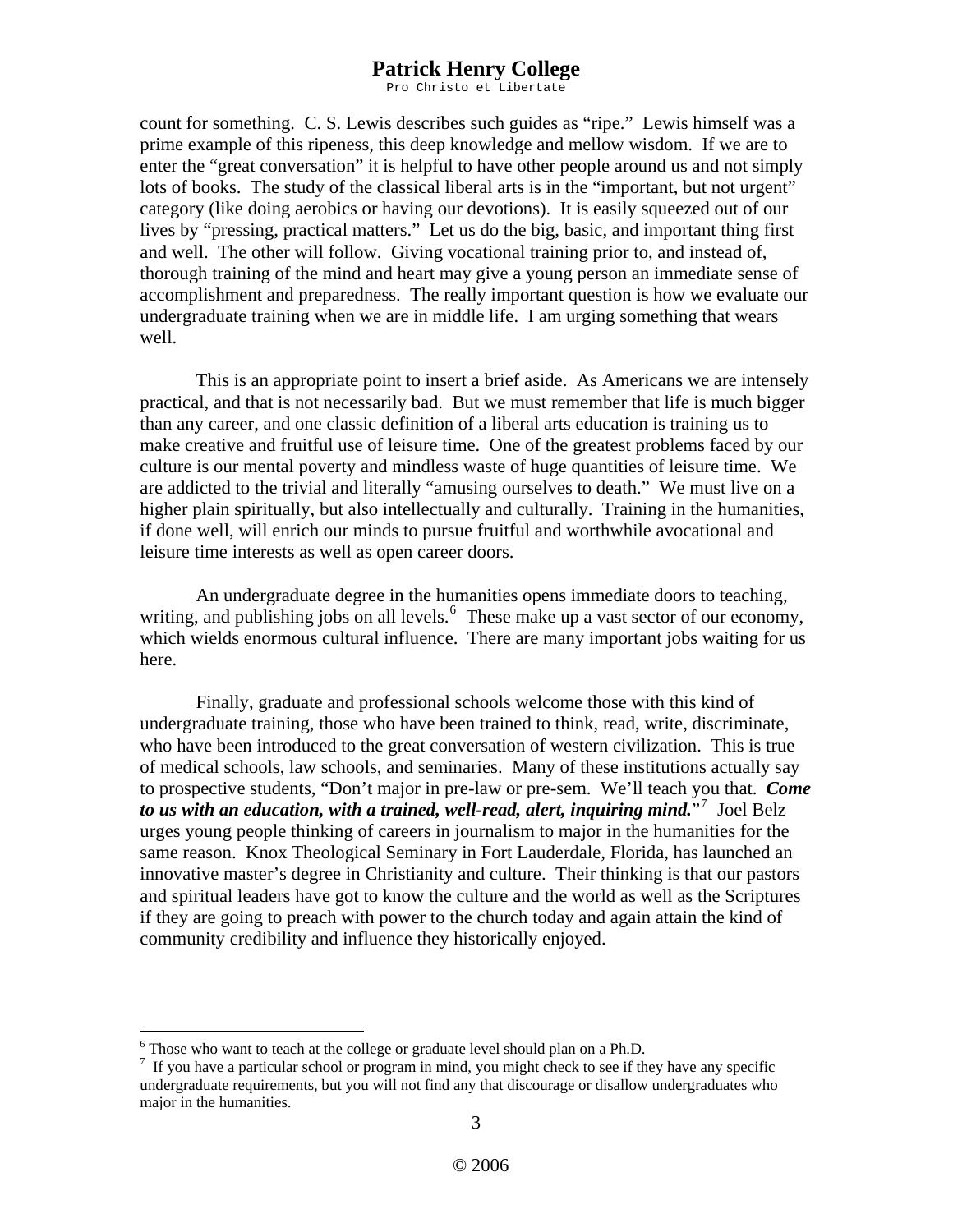count for something. C. S. Lewis describes such guides as "ripe." Lewis himself was a prime example of this ripeness, this deep knowledge and mellow wisdom. If we are to enter the "great conversation" it is helpful to have other people around us and not simply lots of books. The study of the classical liberal arts is in the "important, but not urgent" category (like doing aerobics or having our devotions). It is easily squeezed out of our lives by "pressing, practical matters." Let us do the big, basic, and important thing first and well. The other will follow. Giving vocational training prior to, and instead of, thorough training of the mind and heart may give a young person an immediate sense of accomplishment and preparedness. The really important question is how we evaluate our undergraduate training when we are in middle life. I am urging something that wears well.

This is an appropriate point to insert a brief aside. As Americans we are intensely practical, and that is not necessarily bad. But we must remember that life is much bigger than any career, and one classic definition of a liberal arts education is training us to make creative and fruitful use of leisure time. One of the greatest problems faced by our culture is our mental poverty and mindless waste of huge quantities of leisure time. We are addicted to the trivial and literally "amusing ourselves to death." We must live on a higher plain spiritually, but also intellectually and culturally. Training in the humanities, if done well, will enrich our minds to pursue fruitful and worthwhile avocational and leisure time interests as well as open career doors.

An undergraduate degree in the humanities opens immediate doors to teaching, writing, and publishing jobs on all levels.[6] These make up a vast sector of our economy, which wields enormous cultural influence. There are many important jobs waiting for us here.

Finally, graduate and professional schools welcome those with this kind of undergraduate training, those who have been trained to think, read, write, discriminate, who have been introduced to the great conversation of western civilization. This is true of medical schools, law schools, and seminaries. Many of these institutions actually say to prospective students, "Don't major in pre-law or pre-sem. We'll teach you that. ***Come to us with an education, with a trained, well-read, alert, inquiring mind.***"[7] Joel Belz urges young people thinking of careers in journalism to major in the humanities for the same reason. Knox Theological Seminary in Fort Lauderdale, Florida, has launched an innovative master's degree in Christianity and culture. Their thinking is that our pastors and spiritual leaders have got to know the culture and the world as well as the Scriptures if they are going to preach with power to the church today and again attain the kind of community credibility and influence they historically enjoyed.

---

[6] Those who want to teach at the college or graduate level should plan on a Ph.D.

[7] If you have a particular school or program in mind, you might check to see if they have any specific undergraduate requirements, but you will not find any that discourage or disallow undergraduates who major in the humanities.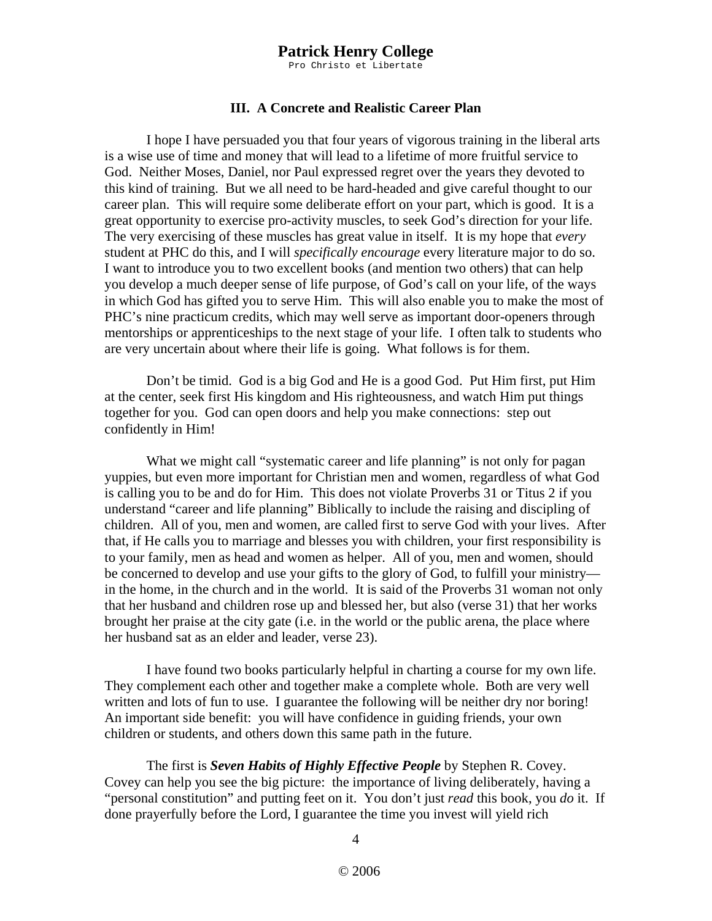### III. A Concrete and Realistic Career Plan

I hope I have persuaded you that four years of vigorous training in the liberal arts is a wise use of time and money that will lead to a lifetime of more fruitful service to God. Neither Moses, Daniel, nor Paul expressed regret over the years they devoted to this kind of training. But we all need to be hard-headed and give careful thought to our career plan. This will require some deliberate effort on your part, which is good. It is a great opportunity to exercise pro-activity muscles, to seek God's direction for your life. The very exercising of these muscles has great value in itself. It is my hope that *every* student at PHC do this, and I will *specifically encourage* every literature major to do so. I want to introduce you to two excellent books (and mention two others) that can help you develop a much deeper sense of life purpose, of God's call on your life, of the ways in which God has gifted you to serve Him. This will also enable you to make the most of PHC's nine practicum credits, which may well serve as important door-openers through mentorships or apprenticeships to the next stage of your life. I often talk to students who are very uncertain about where their life is going. What follows is for them.

Don't be timid. God is a big God and He is a good God. Put Him first, put Him at the center, seek first His kingdom and His righteousness, and watch Him put things together for you. God can open doors and help you make connections: step out confidently in Him!

What we might call "systematic career and life planning" is not only for pagan yuppies, but even more important for Christian men and women, regardless of what God is calling you to be and do for Him. This does not violate Proverbs 31 or Titus 2 if you understand "career and life planning" Biblically to include the raising and discipling of children. All of you, men and women, are called first to serve God with your lives. After that, if He calls you to marriage and blesses you with children, your first responsibility is to your family, men as head and women as helper. All of you, men and women, should be concerned to develop and use your gifts to the glory of God, to fulfill your ministry—in the home, in the church and in the world. It is said of the Proverbs 31 woman not only that her husband and children rose up and blessed her, but also (verse 31) that her works brought her praise at the city gate (i.e. in the world or the public arena, the place where her husband sat as an elder and leader, verse 23).

I have found two books particularly helpful in charting a course for my own life. They complement each other and together make a complete whole. Both are very well written and lots of fun to use. I guarantee the following will be neither dry nor boring! An important side benefit: you will have confidence in guiding friends, your own children or students, and others down this same path in the future.

The first is ***Seven Habits of Highly Effective People*** by Stephen R. Covey. Covey can help you see the big picture: the importance of living deliberately, having a "personal constitution" and putting feet on it. You don't just *read* this book, you *do* it. If done prayerfully before the Lord, I guarantee the time you invest will yield rich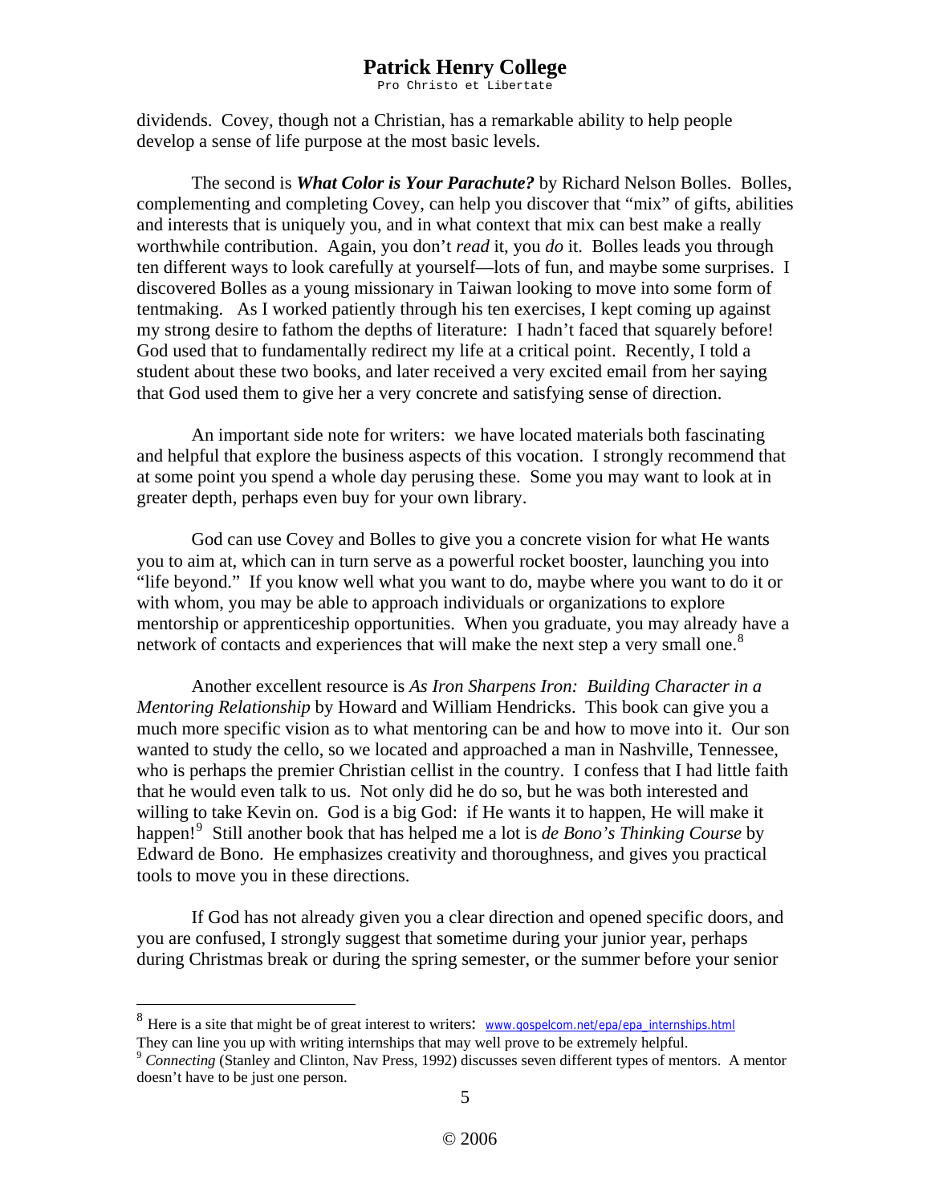dividends. Covey, though not a Christian, has a remarkable ability to help people develop a sense of life purpose at the most basic levels.

The second is ***What Color is Your Parachute?*** by Richard Nelson Bolles. Bolles, complementing and completing Covey, can help you discover that "mix" of gifts, abilities and interests that is uniquely you, and in what context that mix can best make a really worthwhile contribution. Again, you don't *read* it, you *do* it. Bolles leads you through ten different ways to look carefully at yourself—lots of fun, and maybe some surprises. I discovered Bolles as a young missionary in Taiwan looking to move into some form of tentmaking. As I worked patiently through his ten exercises, I kept coming up against my strong desire to fathom the depths of literature: I hadn't faced that squarely before! God used that to fundamentally redirect my life at a critical point. Recently, I told a student about these two books, and later received a very excited email from her saying that God used them to give her a very concrete and satisfying sense of direction.

An important side note for writers: we have located materials both fascinating and helpful that explore the business aspects of this vocation. I strongly recommend that at some point you spend a whole day perusing these. Some you may want to look at in greater depth, perhaps even buy for your own library.

God can use Covey and Bolles to give you a concrete vision for what He wants you to aim at, which can in turn serve as a powerful rocket booster, launching you into "life beyond." If you know well what you want to do, maybe where you want to do it or with whom, you may be able to approach individuals or organizations to explore mentorship or apprenticeship opportunities. When you graduate, you may already have a network of contacts and experiences that will make the next step a very small one.[8]

Another excellent resource is *As Iron Sharpens Iron: Building Character in a Mentoring Relationship* by Howard and William Hendricks. This book can give you a much more specific vision as to what mentoring can be and how to move into it. Our son wanted to study the cello, so we located and approached a man in Nashville, Tennessee, who is perhaps the premier Christian cellist in the country. I confess that I had little faith that he would even talk to us. Not only did he do so, but he was both interested and willing to take Kevin on. God is a big God: if He wants it to happen, He will make it happen![9] Still another book that has helped me a lot is *de Bono's Thinking Course* by Edward de Bono. He emphasizes creativity and thoroughness, and gives you practical tools to move you in these directions.

If God has not already given you a clear direction and opened specific doors, and you are confused, I strongly suggest that sometime during your junior year, perhaps during Christmas break or during the spring semester, or the summer before your senior

---

[8] Here is a site that might be of great interest to writers: www.gospelcom.net/epa/epa_internships.html They can line you up with writing internships that may well prove to be extremely helpful.

[9] *Connecting* (Stanley and Clinton, Nav Press, 1992) discusses seven different types of mentors. A mentor doesn't have to be just one person.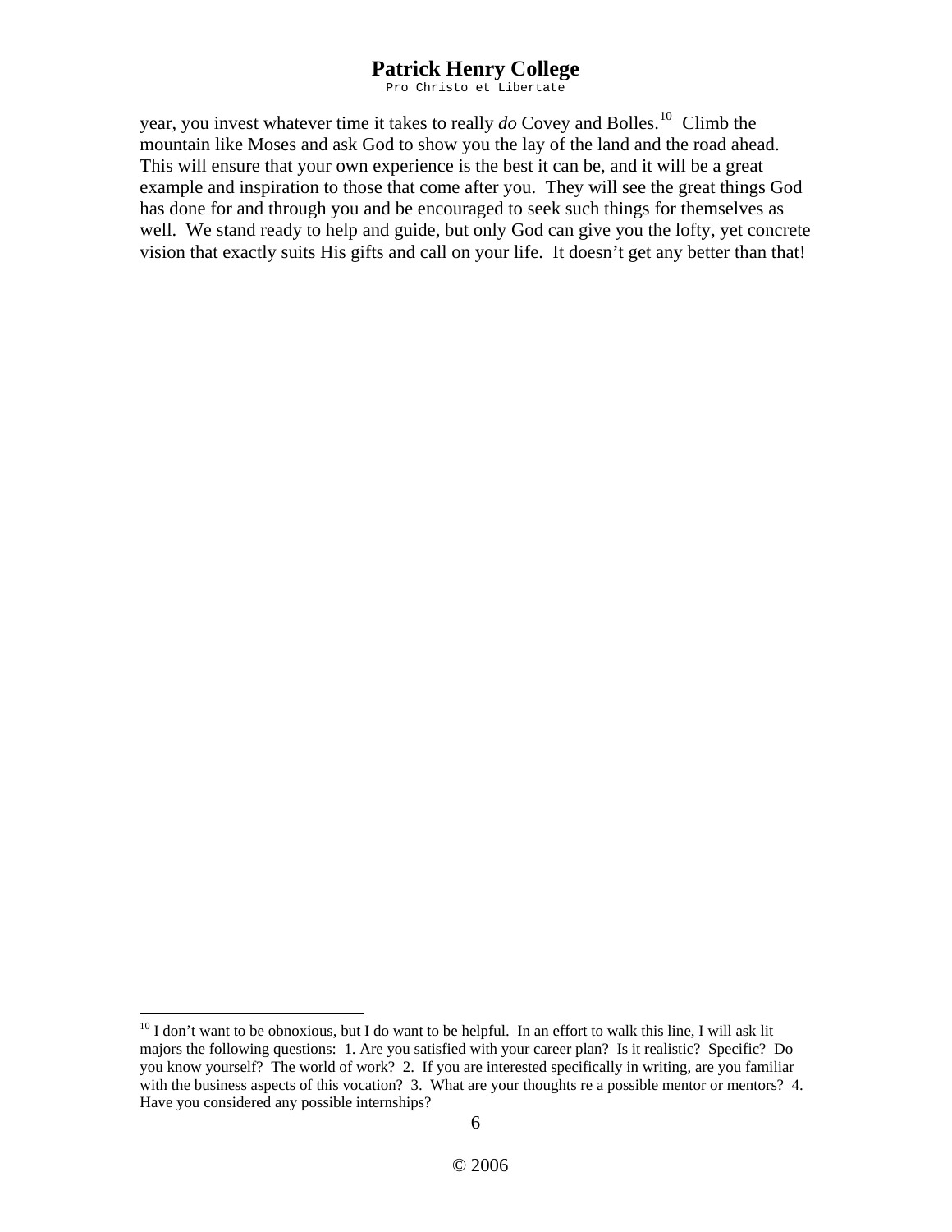year, you invest whatever time it takes to really *do* Covey and Bolles.[10] Climb the mountain like Moses and ask God to show you the lay of the land and the road ahead. This will ensure that your own experience is the best it can be, and it will be a great example and inspiration to those that come after you. They will see the great things God has done for and through you and be encouraged to seek such things for themselves as well. We stand ready to help and guide, but only God can give you the lofty, yet concrete vision that exactly suits His gifts and call on your life. It doesn't get any better than that!

---

[10] I don't want to be obnoxious, but I do want to be helpful. In an effort to walk this line, I will ask lit majors the following questions: 1. Are you satisfied with your career plan? Is it realistic? Specific? Do you know yourself? The world of work? 2. If you are interested specifically in writing, are you familiar with the business aspects of this vocation? 3. What are your thoughts re a possible mentor or mentors? 4. Have you considered any possible internships?

© 2006